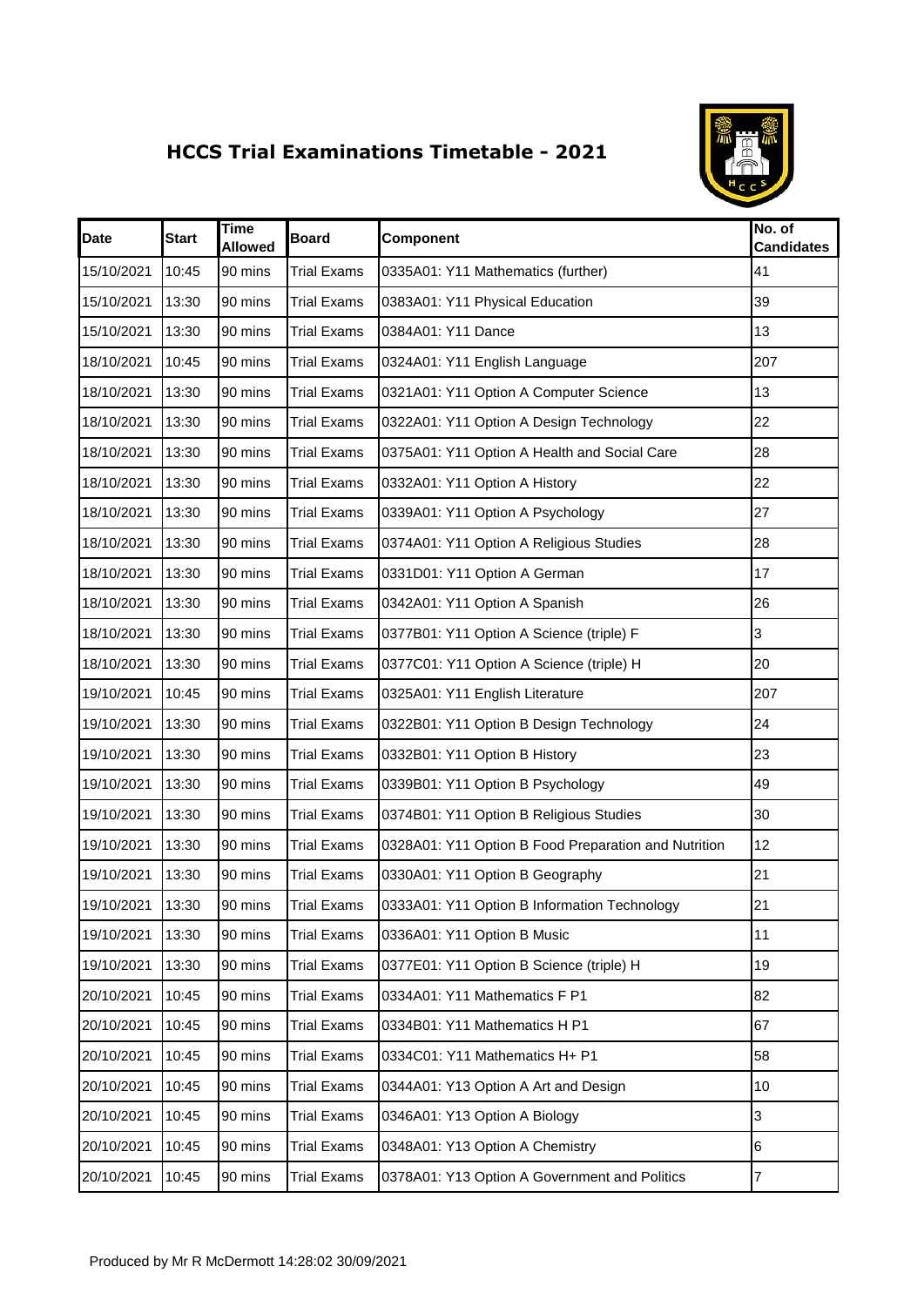# HCCS Trial Examinations Timetable - 2021

| Date | Start | Time Allowed | Board | Component | No. of Candidates |
|---|---|---|---|---|---|
| 15/10/2021 | 10:45 | 90 mins | Trial Exams | 0335A01: Y11 Mathematics (further) | 41 |
| 15/10/2021 | 13:30 | 90 mins | Trial Exams | 0383A01: Y11 Physical Education | 39 |
| 15/10/2021 | 13:30 | 90 mins | Trial Exams | 0384A01: Y11 Dance | 13 |
| 18/10/2021 | 10:45 | 90 mins | Trial Exams | 0324A01: Y11 English Language | 207 |
| 18/10/2021 | 13:30 | 90 mins | Trial Exams | 0321A01: Y11 Option A Computer Science | 13 |
| 18/10/2021 | 13:30 | 90 mins | Trial Exams | 0322A01: Y11 Option A Design Technology | 22 |
| 18/10/2021 | 13:30 | 90 mins | Trial Exams | 0375A01: Y11 Option A Health and Social Care | 28 |
| 18/10/2021 | 13:30 | 90 mins | Trial Exams | 0332A01: Y11 Option A History | 22 |
| 18/10/2021 | 13:30 | 90 mins | Trial Exams | 0339A01: Y11 Option A Psychology | 27 |
| 18/10/2021 | 13:30 | 90 mins | Trial Exams | 0374A01: Y11 Option A Religious Studies | 28 |
| 18/10/2021 | 13:30 | 90 mins | Trial Exams | 0331D01: Y11 Option A German | 17 |
| 18/10/2021 | 13:30 | 90 mins | Trial Exams | 0342A01: Y11 Option A Spanish | 26 |
| 18/10/2021 | 13:30 | 90 mins | Trial Exams | 0377B01: Y11 Option A Science (triple) F | 3 |
| 18/10/2021 | 13:30 | 90 mins | Trial Exams | 0377C01: Y11 Option A Science (triple) H | 20 |
| 19/10/2021 | 10:45 | 90 mins | Trial Exams | 0325A01: Y11 English Literature | 207 |
| 19/10/2021 | 13:30 | 90 mins | Trial Exams | 0322B01: Y11 Option B Design Technology | 24 |
| 19/10/2021 | 13:30 | 90 mins | Trial Exams | 0332B01: Y11 Option B History | 23 |
| 19/10/2021 | 13:30 | 90 mins | Trial Exams | 0339B01: Y11 Option B Psychology | 49 |
| 19/10/2021 | 13:30 | 90 mins | Trial Exams | 0374B01: Y11 Option B Religious Studies | 30 |
| 19/10/2021 | 13:30 | 90 mins | Trial Exams | 0328A01: Y11 Option B Food Preparation and Nutrition | 12 |
| 19/10/2021 | 13:30 | 90 mins | Trial Exams | 0330A01: Y11 Option B Geography | 21 |
| 19/10/2021 | 13:30 | 90 mins | Trial Exams | 0333A01: Y11 Option B Information Technology | 21 |
| 19/10/2021 | 13:30 | 90 mins | Trial Exams | 0336A01: Y11 Option B Music | 11 |
| 19/10/2021 | 13:30 | 90 mins | Trial Exams | 0377E01: Y11 Option B Science (triple) H | 19 |
| 20/10/2021 | 10:45 | 90 mins | Trial Exams | 0334A01: Y11 Mathematics F P1 | 82 |
| 20/10/2021 | 10:45 | 90 mins | Trial Exams | 0334B01: Y11 Mathematics H P1 | 67 |
| 20/10/2021 | 10:45 | 90 mins | Trial Exams | 0334C01: Y11 Mathematics H+ P1 | 58 |
| 20/10/2021 | 10:45 | 90 mins | Trial Exams | 0344A01: Y13 Option A Art and Design | 10 |
| 20/10/2021 | 10:45 | 90 mins | Trial Exams | 0346A01: Y13 Option A Biology | 3 |
| 20/10/2021 | 10:45 | 90 mins | Trial Exams | 0348A01: Y13 Option A Chemistry | 6 |
| 20/10/2021 | 10:45 | 90 mins | Trial Exams | 0378A01: Y13 Option A Government and Politics | 7 |

Produced by Mr R McDermott 14:28:02 30/09/2021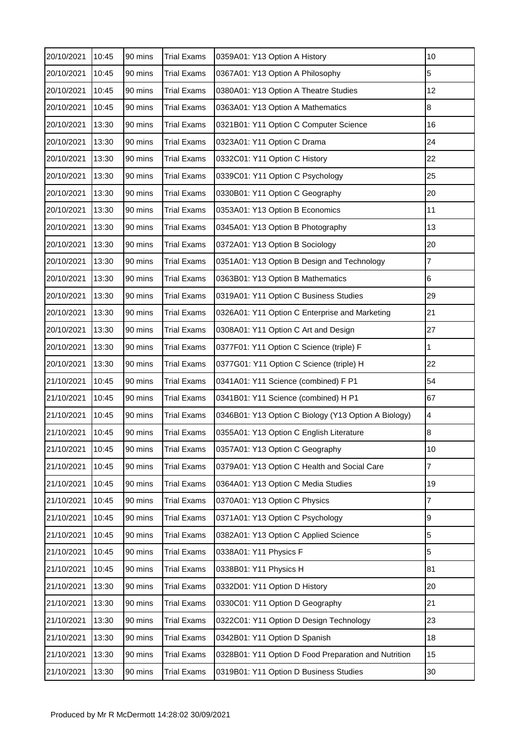| | | | | | |
|---|---|---|---|---|---|
| 20/10/2021 | 10:45 | 90 mins | Trial Exams | 0359A01: Y13 Option A History | 10 |
| 20/10/2021 | 10:45 | 90 mins | Trial Exams | 0367A01: Y13 Option A Philosophy | 5 |
| 20/10/2021 | 10:45 | 90 mins | Trial Exams | 0380A01: Y13 Option A Theatre Studies | 12 |
| 20/10/2021 | 10:45 | 90 mins | Trial Exams | 0363A01: Y13 Option A Mathematics | 8 |
| 20/10/2021 | 13:30 | 90 mins | Trial Exams | 0321B01: Y11 Option C Computer Science | 16 |
| 20/10/2021 | 13:30 | 90 mins | Trial Exams | 0323A01: Y11 Option C Drama | 24 |
| 20/10/2021 | 13:30 | 90 mins | Trial Exams | 0332C01: Y11 Option C History | 22 |
| 20/10/2021 | 13:30 | 90 mins | Trial Exams | 0339C01: Y11 Option C Psychology | 25 |
| 20/10/2021 | 13:30 | 90 mins | Trial Exams | 0330B01: Y11 Option C Geography | 20 |
| 20/10/2021 | 13:30 | 90 mins | Trial Exams | 0353A01: Y13 Option B Economics | 11 |
| 20/10/2021 | 13:30 | 90 mins | Trial Exams | 0345A01: Y13 Option B Photography | 13 |
| 20/10/2021 | 13:30 | 90 mins | Trial Exams | 0372A01: Y13 Option B Sociology | 20 |
| 20/10/2021 | 13:30 | 90 mins | Trial Exams | 0351A01: Y13 Option B Design and Technology | 7 |
| 20/10/2021 | 13:30 | 90 mins | Trial Exams | 0363B01: Y13 Option B Mathematics | 6 |
| 20/10/2021 | 13:30 | 90 mins | Trial Exams | 0319A01: Y11 Option C Business Studies | 29 |
| 20/10/2021 | 13:30 | 90 mins | Trial Exams | 0326A01: Y11 Option C Enterprise and Marketing | 21 |
| 20/10/2021 | 13:30 | 90 mins | Trial Exams | 0308A01: Y11 Option C Art and Design | 27 |
| 20/10/2021 | 13:30 | 90 mins | Trial Exams | 0377F01: Y11 Option C Science (triple) F | 1 |
| 20/10/2021 | 13:30 | 90 mins | Trial Exams | 0377G01: Y11 Option C Science (triple) H | 22 |
| 21/10/2021 | 10:45 | 90 mins | Trial Exams | 0341A01: Y11 Science (combined) F P1 | 54 |
| 21/10/2021 | 10:45 | 90 mins | Trial Exams | 0341B01: Y11 Science (combined) H P1 | 67 |
| 21/10/2021 | 10:45 | 90 mins | Trial Exams | 0346B01: Y13 Option C Biology (Y13 Option A Biology) | 4 |
| 21/10/2021 | 10:45 | 90 mins | Trial Exams | 0355A01: Y13 Option C English Literature | 8 |
| 21/10/2021 | 10:45 | 90 mins | Trial Exams | 0357A01: Y13 Option C Geography | 10 |
| 21/10/2021 | 10:45 | 90 mins | Trial Exams | 0379A01: Y13 Option C Health and Social Care | 7 |
| 21/10/2021 | 10:45 | 90 mins | Trial Exams | 0364A01: Y13 Option C Media Studies | 19 |
| 21/10/2021 | 10:45 | 90 mins | Trial Exams | 0370A01: Y13 Option C Physics | 7 |
| 21/10/2021 | 10:45 | 90 mins | Trial Exams | 0371A01: Y13 Option C Psychology | 9 |
| 21/10/2021 | 10:45 | 90 mins | Trial Exams | 0382A01: Y13 Option C Applied Science | 5 |
| 21/10/2021 | 10:45 | 90 mins | Trial Exams | 0338A01: Y11 Physics F | 5 |
| 21/10/2021 | 10:45 | 90 mins | Trial Exams | 0338B01: Y11 Physics H | 81 |
| 21/10/2021 | 13:30 | 90 mins | Trial Exams | 0332D01: Y11 Option D History | 20 |
| 21/10/2021 | 13:30 | 90 mins | Trial Exams | 0330C01: Y11 Option D Geography | 21 |
| 21/10/2021 | 13:30 | 90 mins | Trial Exams | 0322C01: Y11 Option D Design Technology | 23 |
| 21/10/2021 | 13:30 | 90 mins | Trial Exams | 0342B01: Y11 Option D Spanish | 18 |
| 21/10/2021 | 13:30 | 90 mins | Trial Exams | 0328B01: Y11 Option D Food Preparation and Nutrition | 15 |
| 21/10/2021 | 13:30 | 90 mins | Trial Exams | 0319B01: Y11 Option D Business Studies | 30 |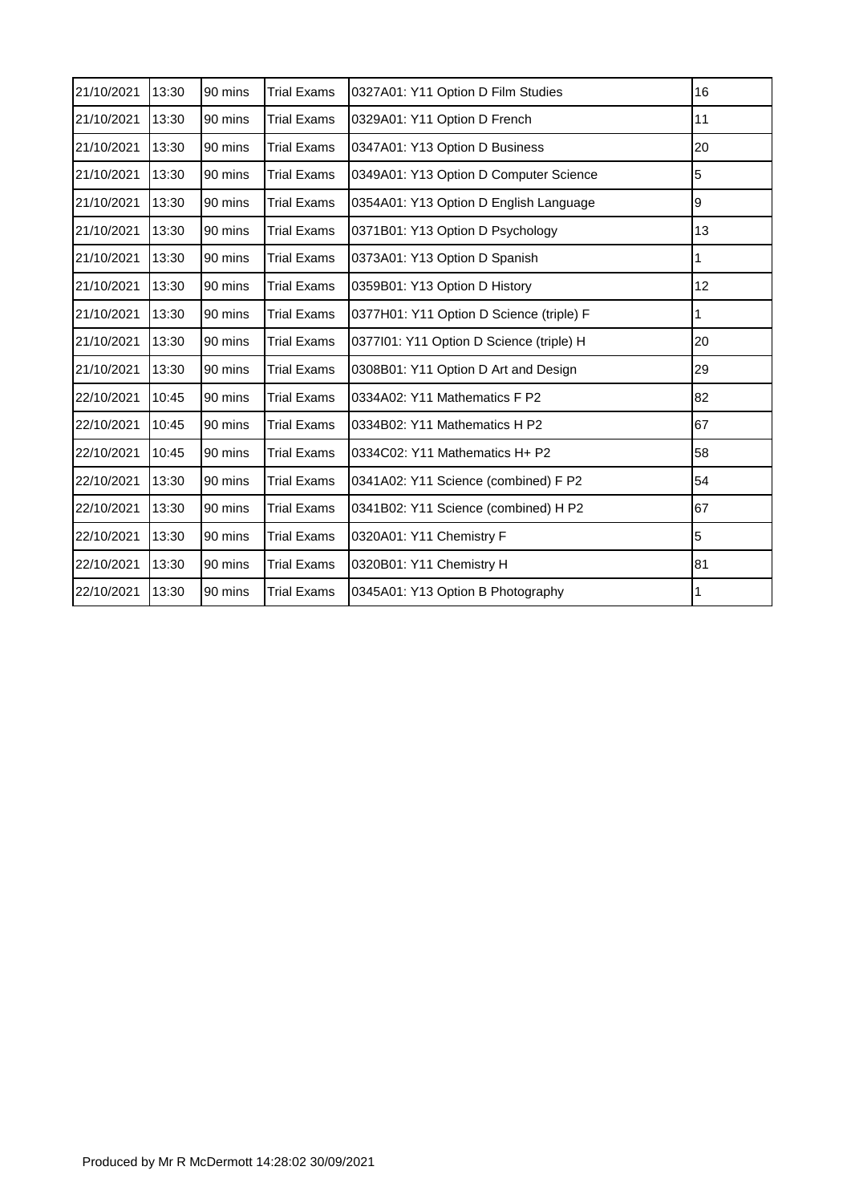| | | | | | |
|---|---|---|---|---|---|
| 21/10/2021 | 13:30 | 90 mins | Trial Exams | 0327A01: Y11 Option D Film Studies | 16 |
| 21/10/2021 | 13:30 | 90 mins | Trial Exams | 0329A01: Y11 Option D French | 11 |
| 21/10/2021 | 13:30 | 90 mins | Trial Exams | 0347A01: Y13 Option D Business | 20 |
| 21/10/2021 | 13:30 | 90 mins | Trial Exams | 0349A01: Y13 Option D Computer Science | 5 |
| 21/10/2021 | 13:30 | 90 mins | Trial Exams | 0354A01: Y13 Option D English Language | 9 |
| 21/10/2021 | 13:30 | 90 mins | Trial Exams | 0371B01: Y13 Option D Psychology | 13 |
| 21/10/2021 | 13:30 | 90 mins | Trial Exams | 0373A01: Y13 Option D Spanish | 1 |
| 21/10/2021 | 13:30 | 90 mins | Trial Exams | 0359B01: Y13 Option D History | 12 |
| 21/10/2021 | 13:30 | 90 mins | Trial Exams | 0377H01: Y11 Option D Science (triple) F | 1 |
| 21/10/2021 | 13:30 | 90 mins | Trial Exams | 0377I01: Y11 Option D Science (triple) H | 20 |
| 21/10/2021 | 13:30 | 90 mins | Trial Exams | 0308B01: Y11 Option D Art and Design | 29 |
| 22/10/2021 | 10:45 | 90 mins | Trial Exams | 0334A02: Y11 Mathematics F P2 | 82 |
| 22/10/2021 | 10:45 | 90 mins | Trial Exams | 0334B02: Y11 Mathematics H P2 | 67 |
| 22/10/2021 | 10:45 | 90 mins | Trial Exams | 0334C02: Y11 Mathematics H+ P2 | 58 |
| 22/10/2021 | 13:30 | 90 mins | Trial Exams | 0341A02: Y11 Science (combined) F P2 | 54 |
| 22/10/2021 | 13:30 | 90 mins | Trial Exams | 0341B02: Y11 Science (combined) H P2 | 67 |
| 22/10/2021 | 13:30 | 90 mins | Trial Exams | 0320A01: Y11 Chemistry F | 5 |
| 22/10/2021 | 13:30 | 90 mins | Trial Exams | 0320B01: Y11 Chemistry H | 81 |
| 22/10/2021 | 13:30 | 90 mins | Trial Exams | 0345A01: Y13 Option B Photography | 1 |

Produced by Mr R McDermott 14:28:02 30/09/2021